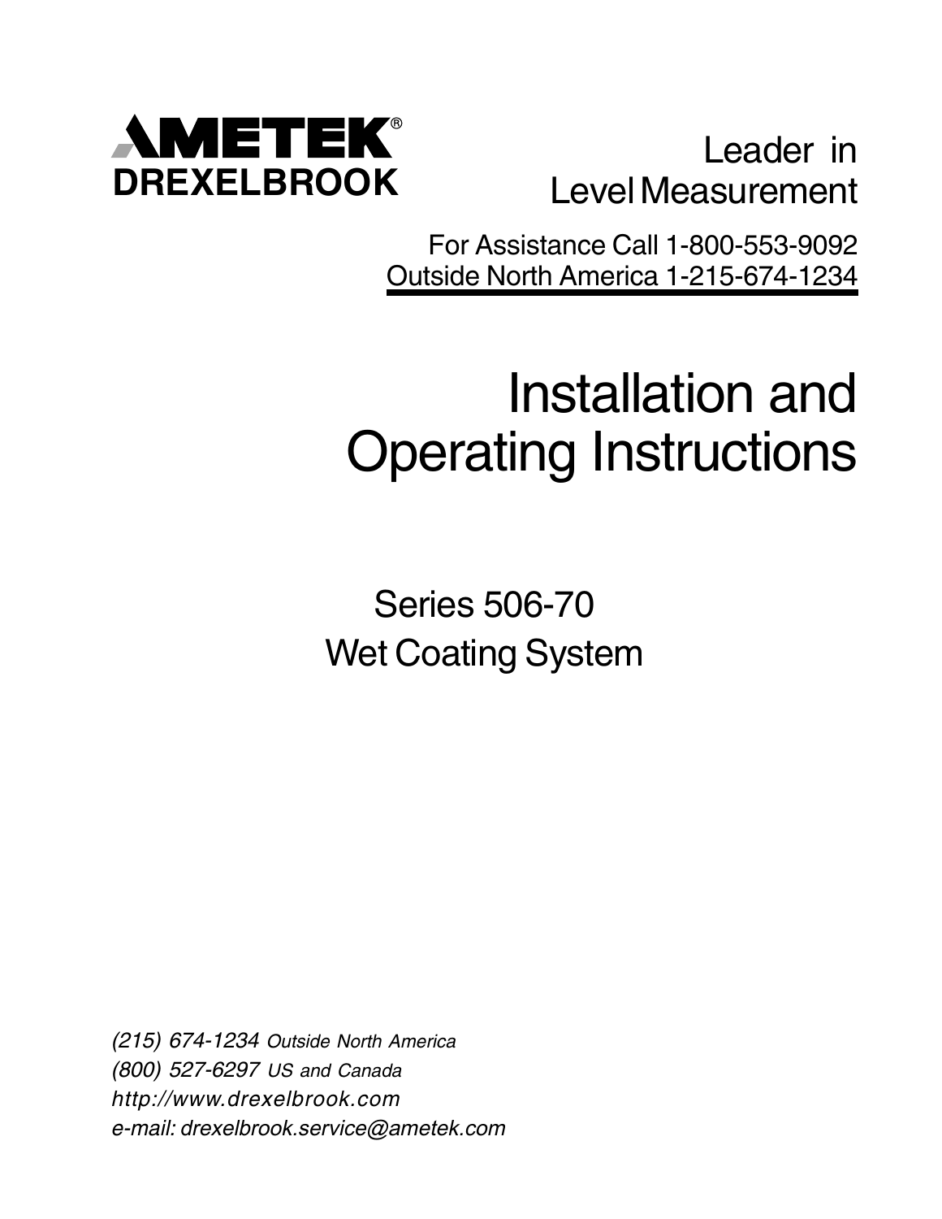**AMETEK®**
**DREXELBROOK**

Leader in
Level Measurement

For Assistance Call 1-800-553-9092
Outside North America 1-215-674-1234

# Installation and Operating Instructions

## Series 506-70 Wet Coating System

*(215) 674-1234 Outside North America*
*(800) 527-6297 US and Canada*
*http://www.drexelbrook.com*
*e-mail: drexelbrook.service@ametek.com*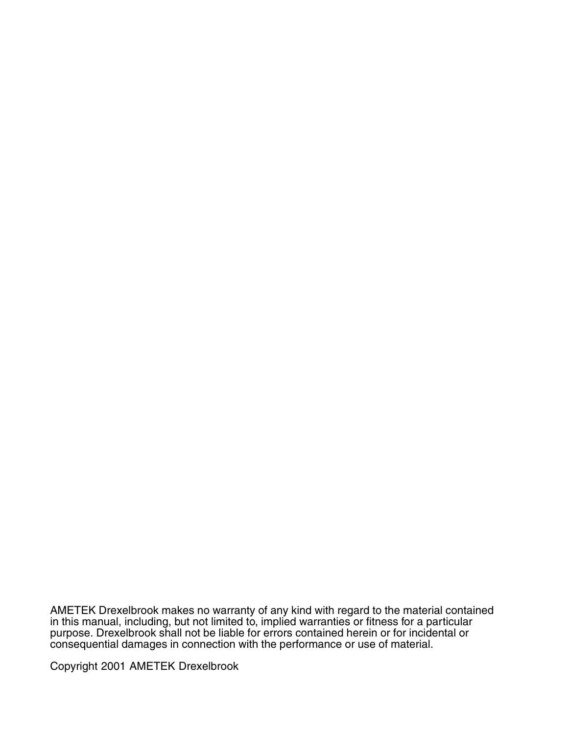AMETEK Drexelbrook makes no warranty of any kind with regard to the material contained in this manual, including, but not limited to, implied warranties or fitness for a particular purpose. Drexelbrook shall not be liable for errors contained herein or for incidental or consequential damages in connection with the performance or use of material.

Copyright 2001 AMETEK Drexelbrook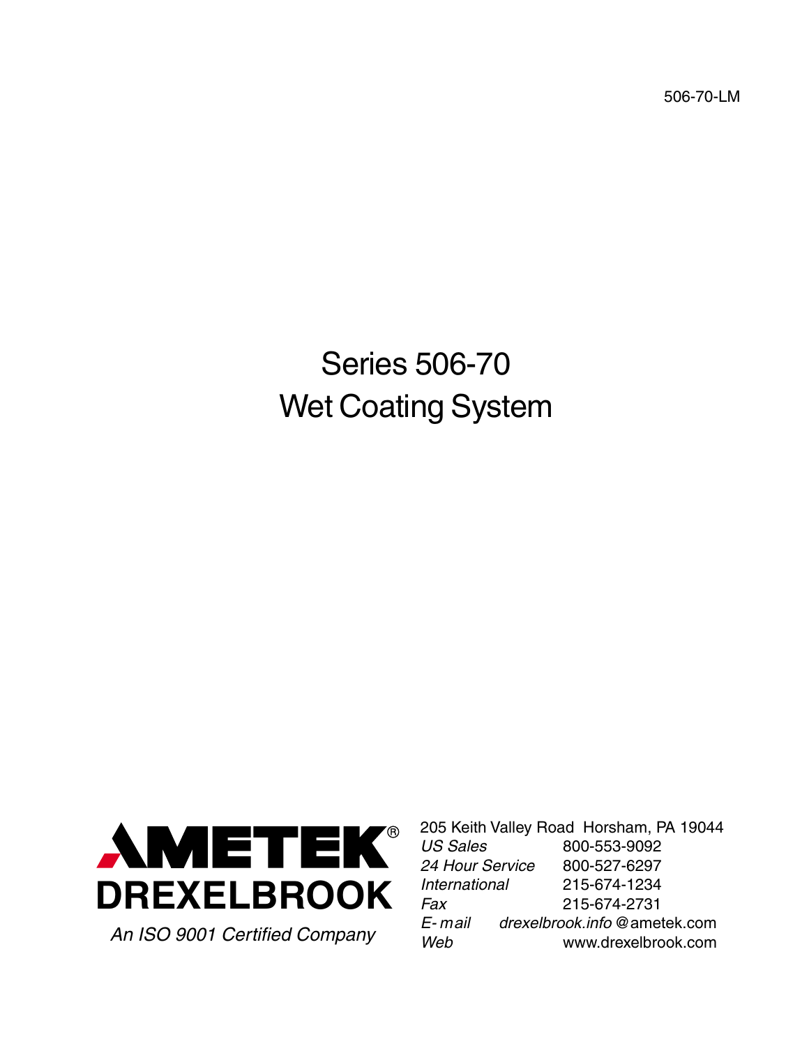506-70-LM

# Series 506-70
# Wet Coating System

**AMETEK®**
**DREXELBROOK**

*An ISO 9001 Certified Company*

205 Keith Valley Road Horsham, PA 19044

| | |
|---|---|
| *US Sales* | 800-553-9092 |
| *24 Hour Service* | 800-527-6297 |
| *International* | 215-674-1234 |
| *Fax* | 215-674-2731 |
| *E-mail* | *drexelbrook.info* @ametek.com |
| *Web* | www.drexelbrook.com |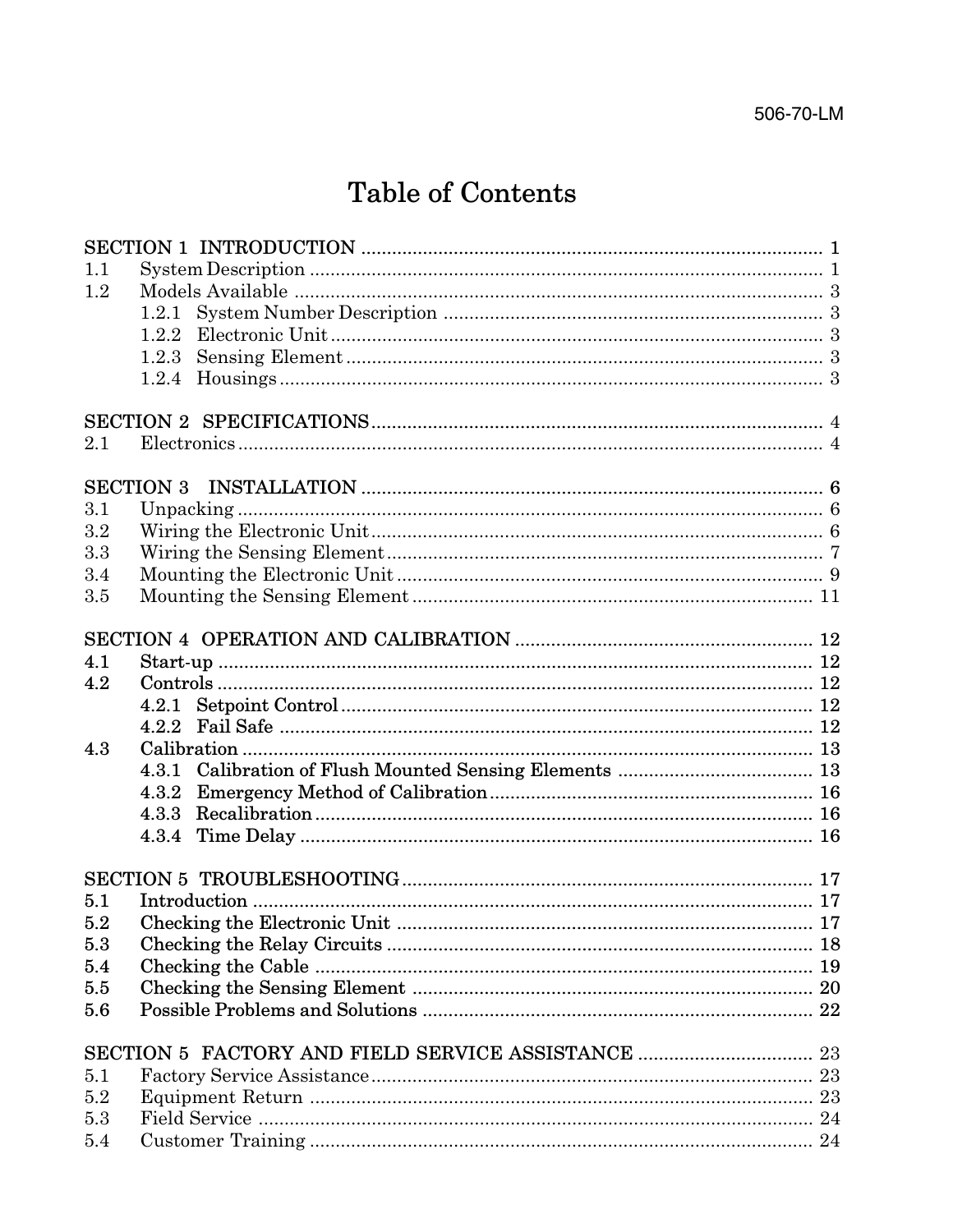# Table of Contents

**SECTION 1 INTRODUCTION** ........................................................................................ 1

1.1 System Description ................................................................................................ 1

1.2 Models Available ..................................................................................................... 3

- 1.2.1 System Number Description ......................................................................... 3
- 1.2.2 Electronic Unit ................................................................................................ 3
- 1.2.3 Sensing Element ............................................................................................. 3
- 1.2.4 Housings .......................................................................................................... 3

**SECTION 2 SPECIFICATIONS** ....................................................................................... 4

2.1 Electronics ................................................................................................................. 4

**SECTION 3 INSTALLATION** ........................................................................................... 6

3.1 Unpacking .................................................................................................................. 6

3.2 Wiring the Electronic Unit ........................................................................................ 6

3.3 Wiring the Sensing Element ...................................................................................... 7

3.4 Mounting the Electronic Unit .................................................................................... 9

3.5 Mounting the Sensing Element ............................................................................... 11

**SECTION 4 OPERATION AND CALIBRATION** .......................................................... 12

**4.1 Start-up** .................................................................................................................... 12

**4.2 Controls** .................................................................................................................... 12

- **4.2.1 Setpoint Control** ............................................................................................ 12
- **4.2.2 Fail Safe** .......................................................................................................... 12

**4.3 Calibration** ............................................................................................................... 13

- **4.3.1 Calibration of Flush Mounted Sensing Elements** ...................................... 13
- **4.3.2 Emergency Method of Calibration** ............................................................... 16
- **4.3.3 Recalibration** .................................................................................................. 16
- **4.3.4 Time Delay** ..................................................................................................... 16

**SECTION 5 TROUBLESHOOTING** ................................................................................ 17

**5.1 Introduction** ............................................................................................................. 17

**5.2 Checking the Electronic Unit** .................................................................................. 17

**5.3 Checking the Relay Circuits** .................................................................................... 18

**5.4 Checking the Cable** .................................................................................................. 19

**5.5 Checking the Sensing Element** ............................................................................... 20

**5.6 Possible Problems and Solutions** ............................................................................ 22

**SECTION 5 FACTORY AND FIELD SERVICE ASSISTANCE** .................................. 23

5.1 Factory Service Assistance ....................................................................................... 23

5.2 Equipment Return ..................................................................................................... 23

5.3 Field Service ............................................................................................................... 24

5.4 Customer Training ..................................................................................................... 24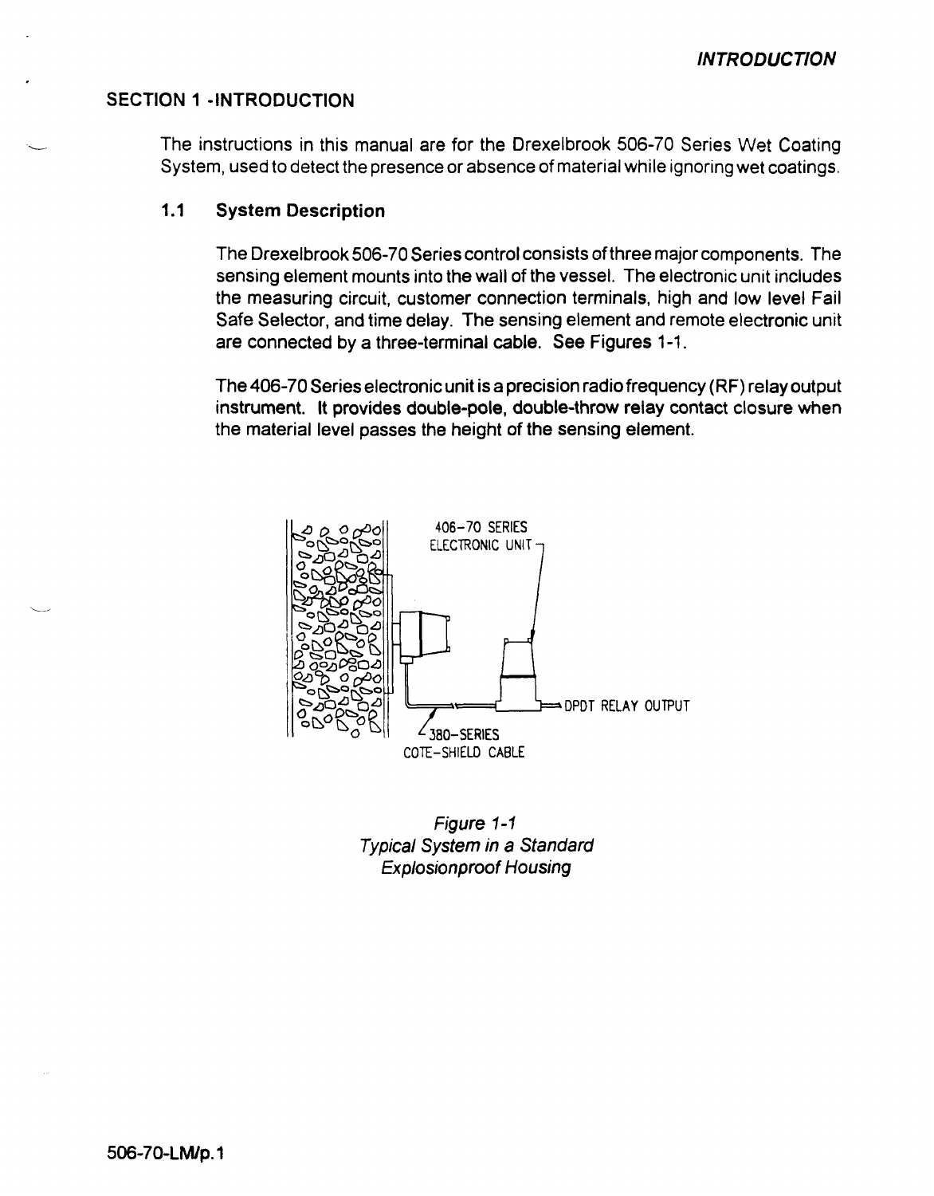# SECTION 1 -INTRODUCTION

The instructions in this manual are for the Drexelbrook 506-70 Series Wet Coating System, used to detect the presence or absence of material while ignoring wet coatings.

## 1.1 System Description

The Drexelbrook 506-70 Series control consists of three major components. The sensing element mounts into the wall of the vessel. The electronic unit includes the measuring circuit, customer connection terminals, high and low level Fail Safe Selector, and time delay. The sensing element and remote electronic unit are connected by a three-terminal cable. See Figures 1-1.

The 406-70 Series electronic unit is a precision radio frequency (RF) relay output instrument. It provides double-pole, double-throw relay contact closure when the material level passes the height of the sensing element.

406-70 SERIES ELECTRONIC UNIT

DPDT RELAY OUTPUT

380-SERIES COTE-SHIELD CABLE

*Figure 1-1*
*Typical System in a Standard Explosionproof Housing*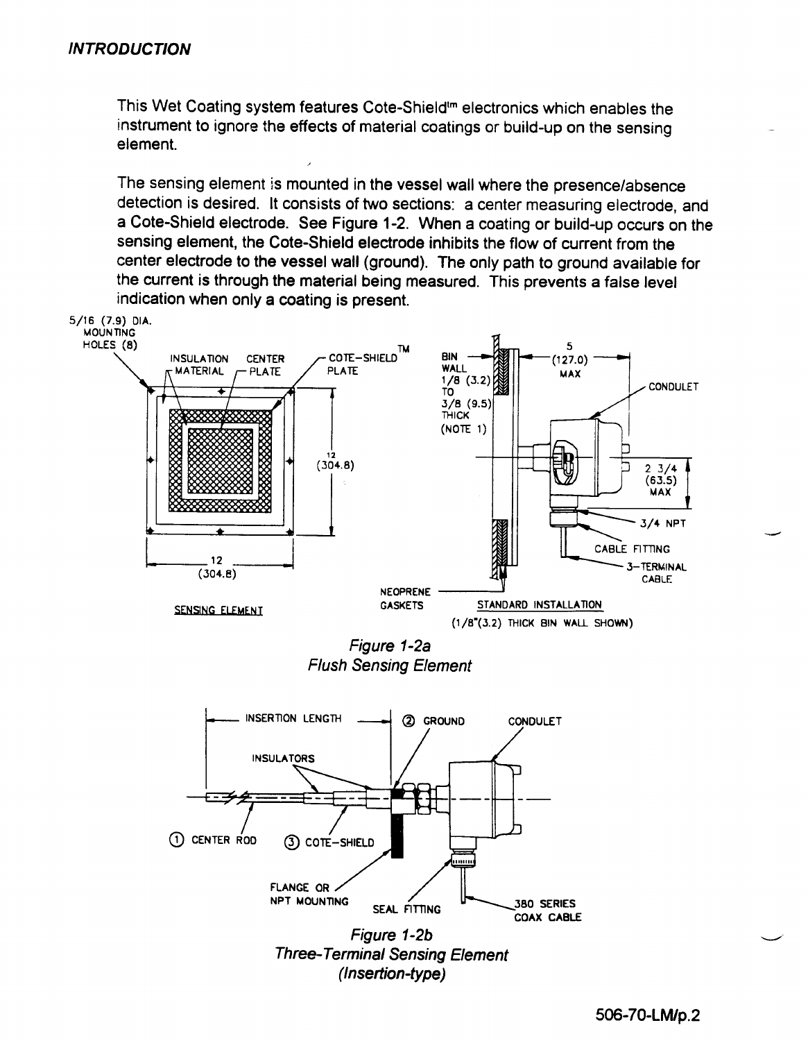## INTRODUCTION

This Wet Coating system features Cote-Shield™ electronics which enables the instrument to ignore the effects of material coatings or build-up on the sensing element.

The sensing element is mounted in the vessel wall where the presence/absence detection is desired. It consists of two sections: a center measuring electrode, and a Cote-Shield electrode. See Figure 1-2. When a coating or build-up occurs on the sensing element, the Cote-Shield electrode inhibits the flow of current from the center electrode to the vessel wall (ground). The only path to ground available for the current is through the material being measured. This prevents a false level indication when only a coating is present.

5/16 (7.9) DIA. MOUNTING HOLES (8)

INSULATION MATERIAL

CENTER PLATE

COTE-SHIELD™ PLATE

12 (304.8)

12 (304.8)

SENSING ELEMENT

BIN WALL 1/8 (3.2) TO 3/8 (9.5) THICK (NOTE 1)

5 (127.0) MAX

CONDULET

2 3/4 (63.5) MAX

3/4 NPT

CABLE FITTING

3-TERMINAL CABLE

NEOPRENE GASKETS

STANDARD INSTALLATION (1/8"(3.2) THICK BIN WALL SHOWN)

*Figure 1-2a*
*Flush Sensing Element*

INSERTION LENGTH

② GROUND

CONDULET

INSULATORS

① CENTER ROD

③ COTE-SHIELD

FLANGE OR NPT MOUNTING

SEAL FITTING

380 SERIES COAX CABLE

*Figure 1-2b*
*Three-Terminal Sensing Element*
*(Insertion-type)*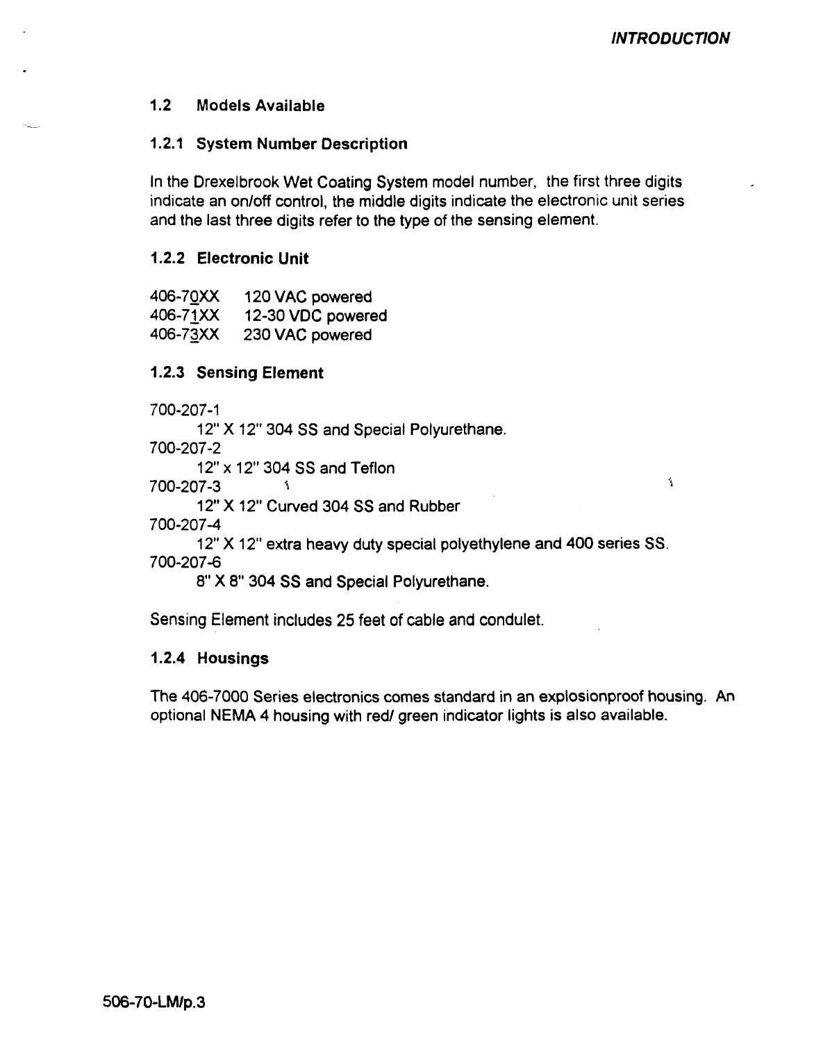## 1.2 Models Available

### 1.2.1 System Number Description

In the Drexelbrook Wet Coating System model number, the first three digits indicate an on/off control, the middle digits indicate the electronic unit series and the last three digits refer to the type of the sensing element.

### 1.2.2 Electronic Unit

406-70XX   120 VAC powered
406-71XX   12-30 VDC powered
406-73XX   230 VAC powered

### 1.2.3 Sensing Element

700-207-1
12" X 12" 304 SS and Special Polyurethane.

700-207-2
12" x 12" 304 SS and Teflon

700-207-3
12" X 12" Curved 304 SS and Rubber

700-207-4
12" X 12" extra heavy duty special polyethylene and 400 series SS.

700-207-6
8" X 8" 304 SS and Special Polyurethane.

Sensing Element includes 25 feet of cable and condulet.

### 1.2.4 Housings

The 406-7000 Series electronics comes standard in an explosionproof housing. An optional NEMA 4 housing with red/ green indicator lights is also available.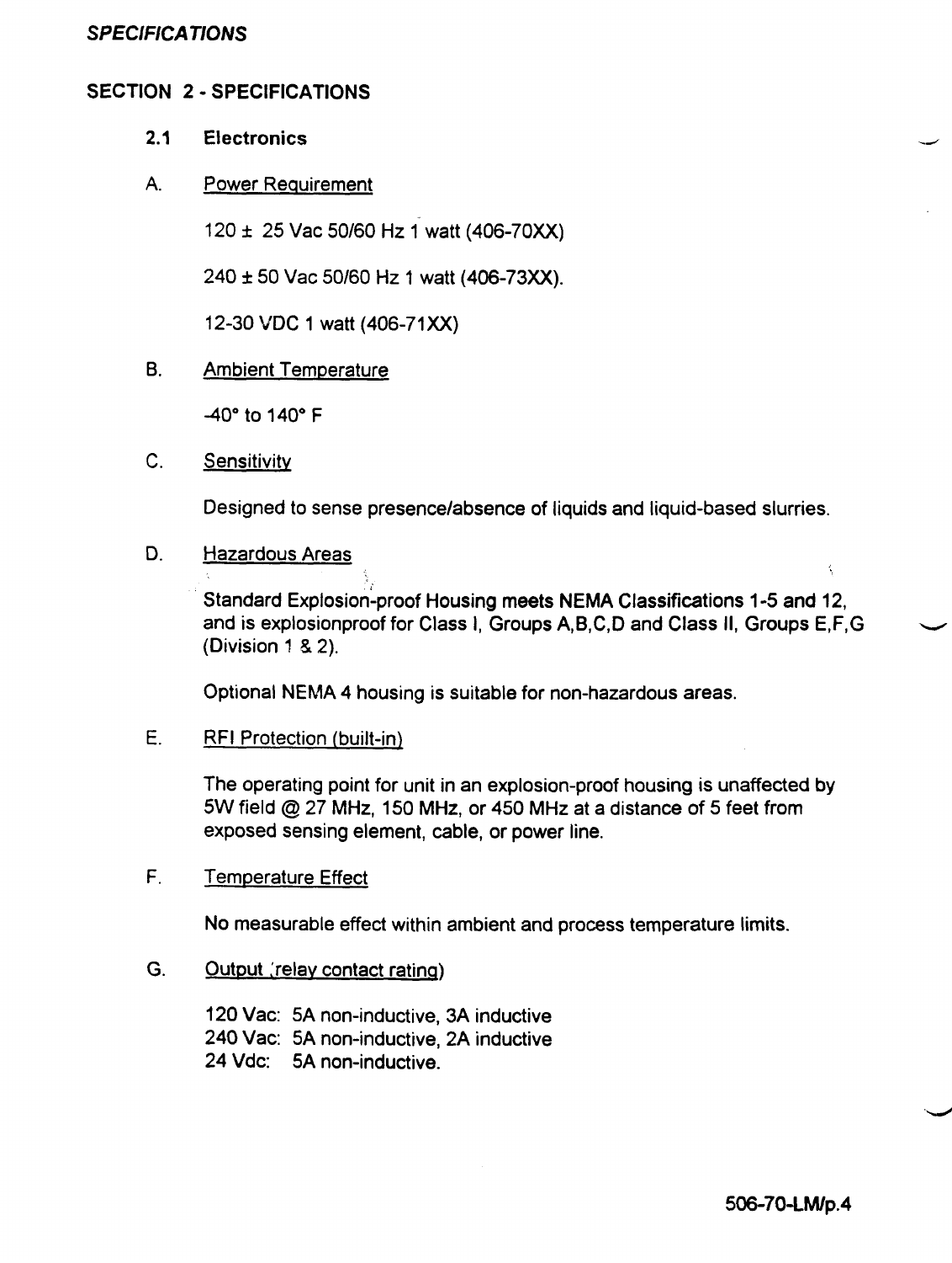## SECTION 2 - SPECIFICATIONS

### 2.1 Electronics

A. Power Requirement

120 ± 25 Vac 50/60 Hz 1 watt (406-70XX)

240 ± 50 Vac 50/60 Hz 1 watt (406-73XX).

12-30 VDC 1 watt (406-71XX)

B. Ambient Temperature

-40° to 140° F

C. Sensitivity

Designed to sense presence/absence of liquids and liquid-based slurries.

D. Hazardous Areas

Standard Explosion-proof Housing meets NEMA Classifications 1-5 and 12, and is explosionproof for Class I, Groups A,B,C,D and Class II, Groups E,F,G (Division 1 & 2).

Optional NEMA 4 housing is suitable for non-hazardous areas.

E. RFI Protection (built-in)

The operating point for unit in an explosion-proof housing is unaffected by 5W field @ 27 MHz, 150 MHz, or 450 MHz at a distance of 5 feet from exposed sensing element, cable, or power line.

F. Temperature Effect

No measurable effect within ambient and process temperature limits.

G. Output (relay contact rating)

120 Vac: 5A non-inductive, 3A inductive
240 Vac: 5A non-inductive, 2A inductive
24 Vdc: 5A non-inductive.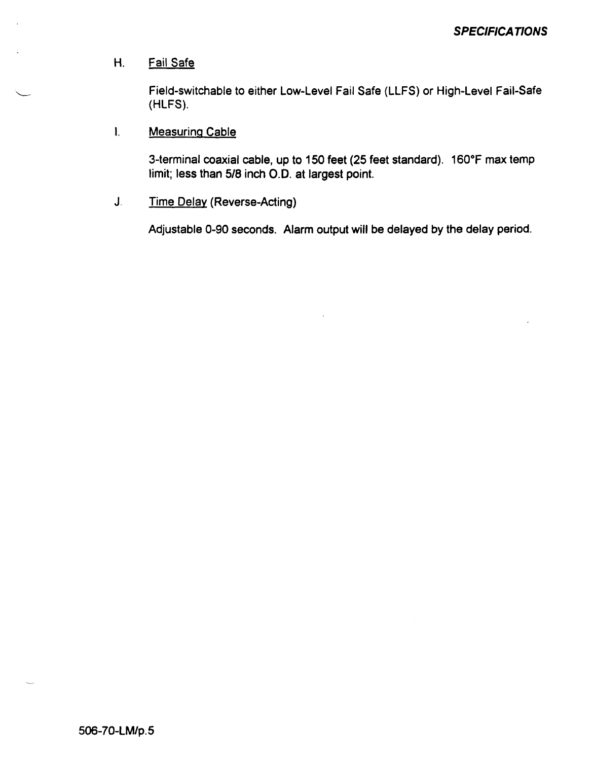H. Fail Safe

Field-switchable to either Low-Level Fail Safe (LLFS) or High-Level Fail-Safe (HLFS).

I. Measuring Cable

3-terminal coaxial cable, up to 150 feet (25 feet standard). 160°F max temp limit; less than 5/8 inch O.D. at largest point.

J. Time Delay (Reverse-Acting)

Adjustable 0-90 seconds. Alarm output will be delayed by the delay period.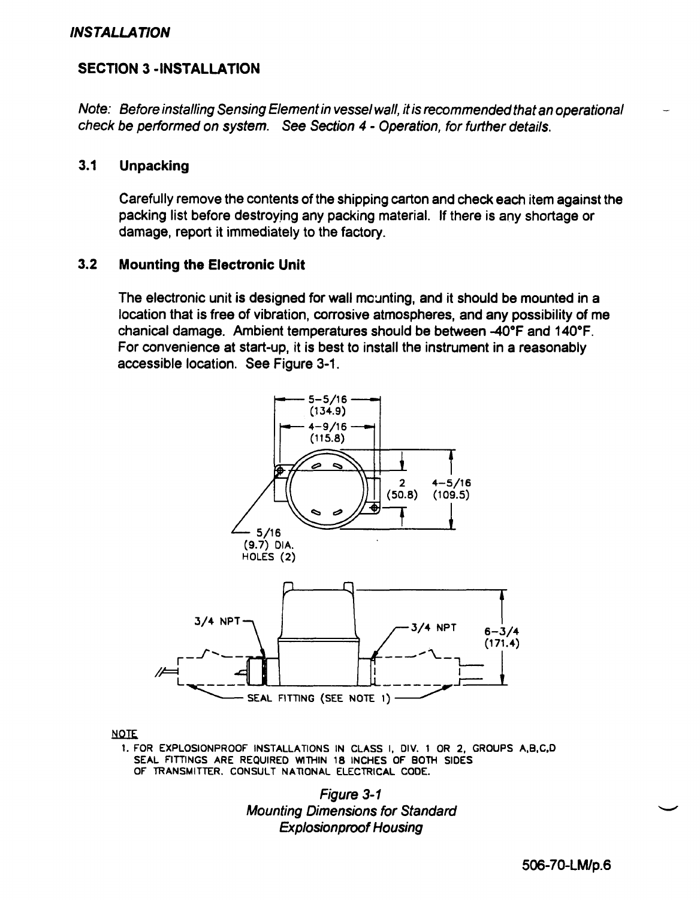## SECTION 3 -INSTALLATION

*Note: Before installing Sensing Element in vessel wall, it is recommended that an operational check be performed on system. See Section 4 - Operation, for further details.*

### 3.1 Unpacking

Carefully remove the contents of the shipping carton and check each item against the packing list before destroying any packing material. If there is any shortage or damage, report it immediately to the factory.

### 3.2 Mounting the Electronic Unit

The electronic unit is designed for wall mounting, and it should be mounted in a location that is free of vibration, corrosive atmospheres, and any possibility of mechanical damage. Ambient temperatures should be between -40°F and 140°F. For convenience at start-up, it is best to install the instrument in a reasonably accessible location. See Figure 3-1.

5-5/16 (134.9)
4-9/16 (115.8)
2 (50.8)
4-5/16 (109.5)
5/16 (9.7) DIA. HOLES (2)
3/4 NPT
3/4 NPT
6-3/4 (171.4)
SEAL FITTING (SEE NOTE 1)

NOTE
1. FOR EXPLOSIONPROOF INSTALLATIONS IN CLASS I, DIV. 1 OR 2, GROUPS A,B,C,D SEAL FITTINGS ARE REQUIRED WITHIN 18 INCHES OF BOTH SIDES OF TRANSMITTER. CONSULT NATIONAL ELECTRICAL CODE.

*Figure 3-1*
*Mounting Dimensions for Standard Explosionproof Housing*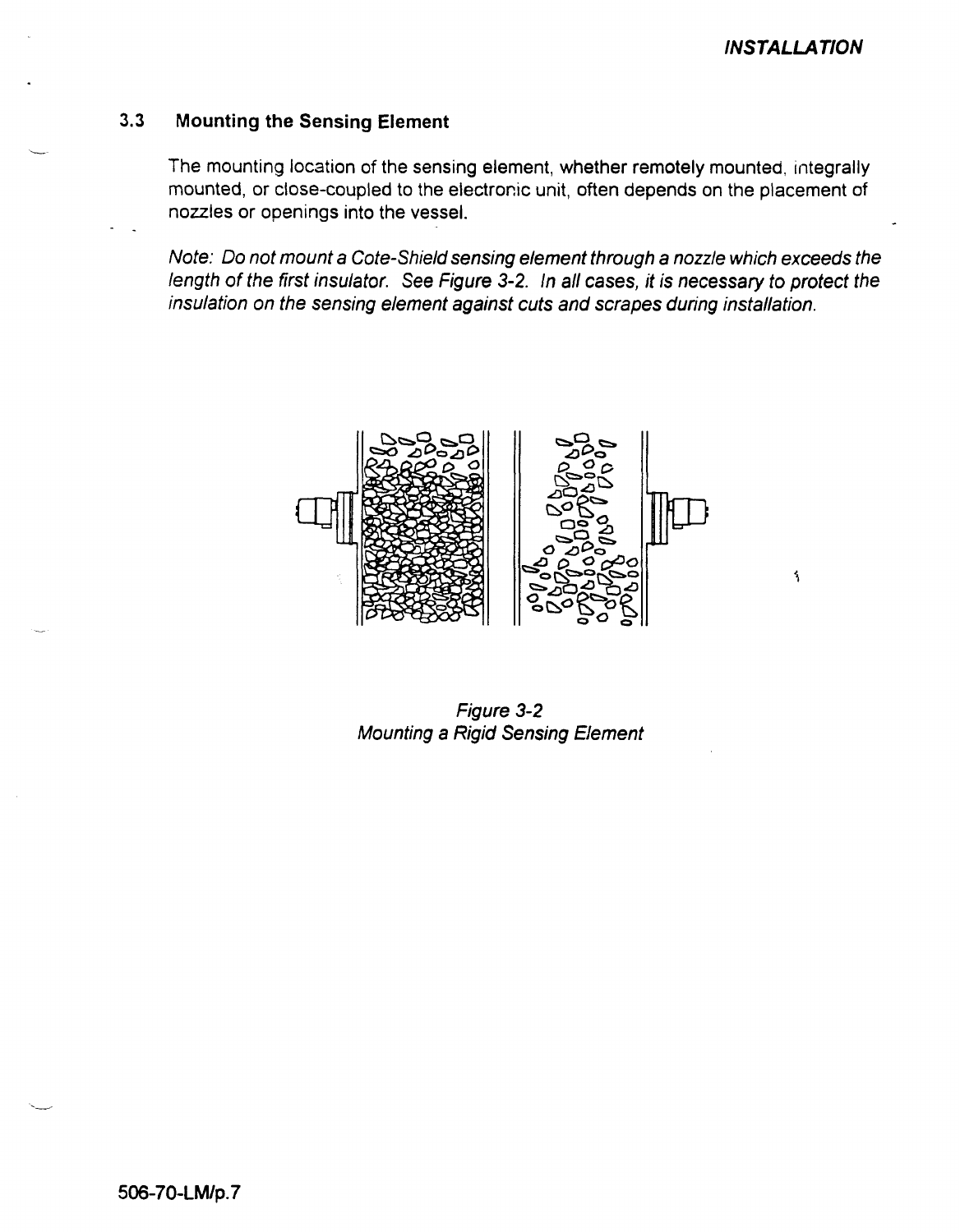## 3.3 Mounting the Sensing Element

The mounting location of the sensing element, whether remotely mounted, integrally mounted, or close-coupled to the electronic unit, often depends on the placement of nozzles or openings into the vessel.

*Note: Do not mount a Cote-Shield sensing element through a nozzle which exceeds the length of the first insulator. See Figure 3-2. In all cases, it is necessary to protect the insulation on the sensing element against cuts and scrapes during installation.*

*Figure 3-2*
*Mounting a Rigid Sensing Element*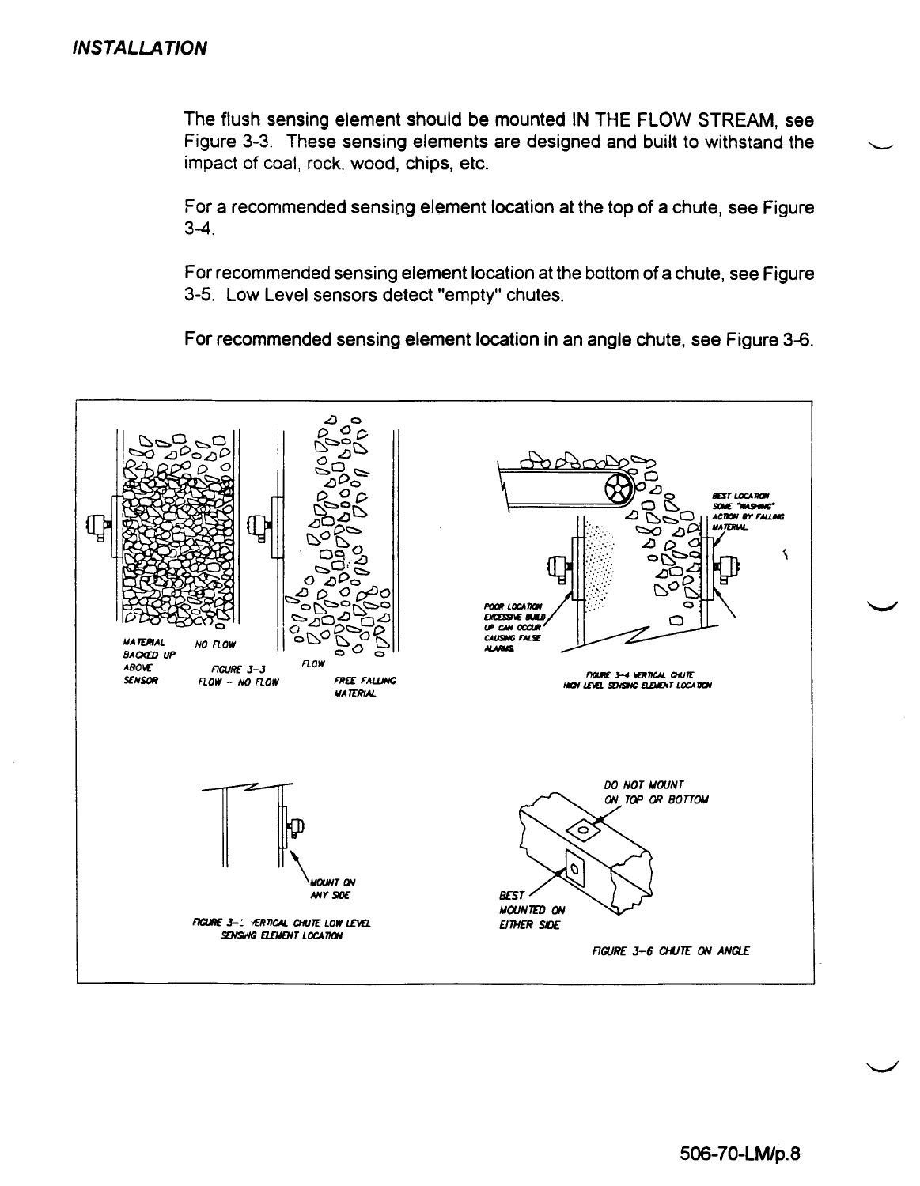The flush sensing element should be mounted IN THE FLOW STREAM, see Figure 3-3. These sensing elements are designed and built to withstand the impact of coal, rock, wood, chips, etc.

For a recommended sensing element location at the top of a chute, see Figure 3-4.

For recommended sensing element location at the bottom of a chute, see Figure 3-5. Low Level sensors detect "empty" chutes.

For recommended sensing element location in an angle chute, see Figure 3-6.

MATERIAL BACKED UP ABOVE SENSOR

NO FLOW

FLOW

FREE FALLING MATERIAL

FIGURE 3-3 FLOW - NO FLOW

BEST LOCATION SOME "WASHING" ACTION BY FALLING MATERIAL

POOR LOCATION EXCESSIVE BUILD UP CAN OCCUR CAUSING FALSE ALARMS

FIGURE 3-4 VERTICAL CHUTE HIGH LEVEL SENSING ELEMENT LOCATION

MOUNT ON ANY SIDE

FIGURE 3-5 VERTICAL CHUTE LOW LEVEL SENSING ELEMENT LOCATION

DO NOT MOUNT ON TOP OR BOTTOM

BEST MOUNTED ON EITHER SIDE

FIGURE 3-6 CHUTE ON ANGLE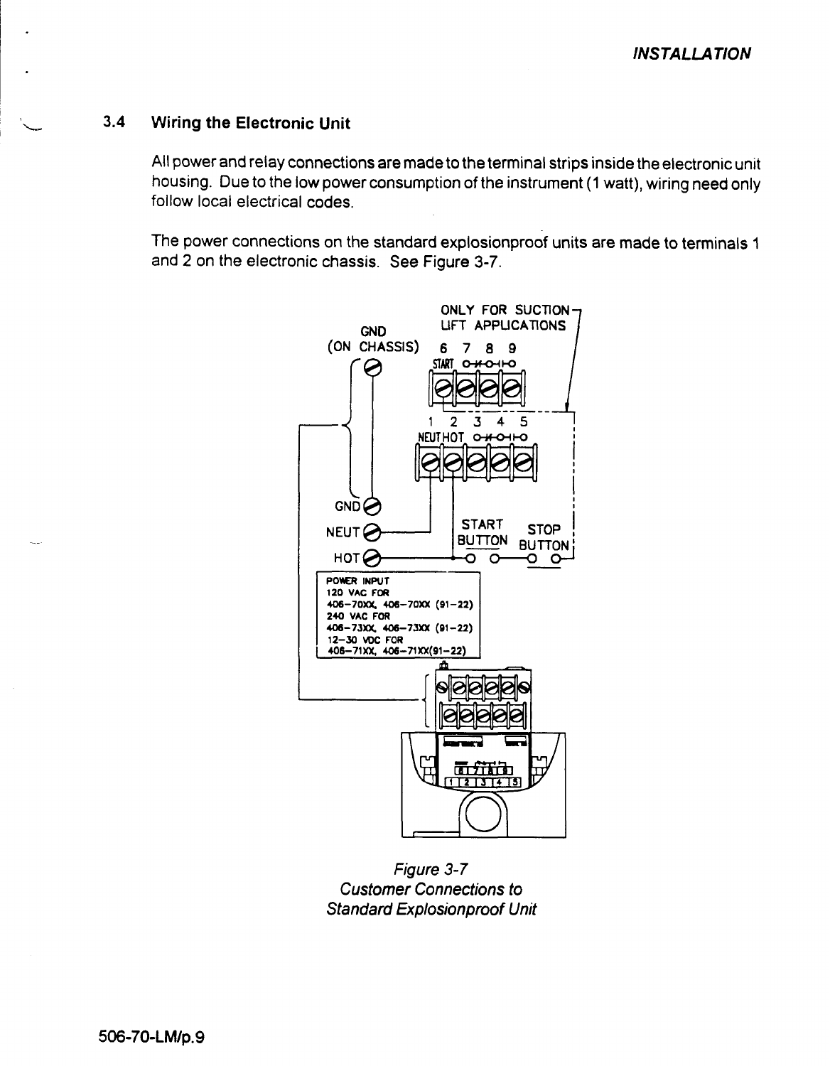## 3.4 Wiring the Electronic Unit

All power and relay connections are made to the terminal strips inside the electronic unit housing. Due to the low power consumption of the instrument (1 watt), wiring need only follow local electrical codes.

The power connections on the standard explosionproof units are made to terminals 1 and 2 on the electronic chassis. See Figure 3-7.

*Figure 3-7*
*Customer Connections to*
*Standard Explosionproof Unit*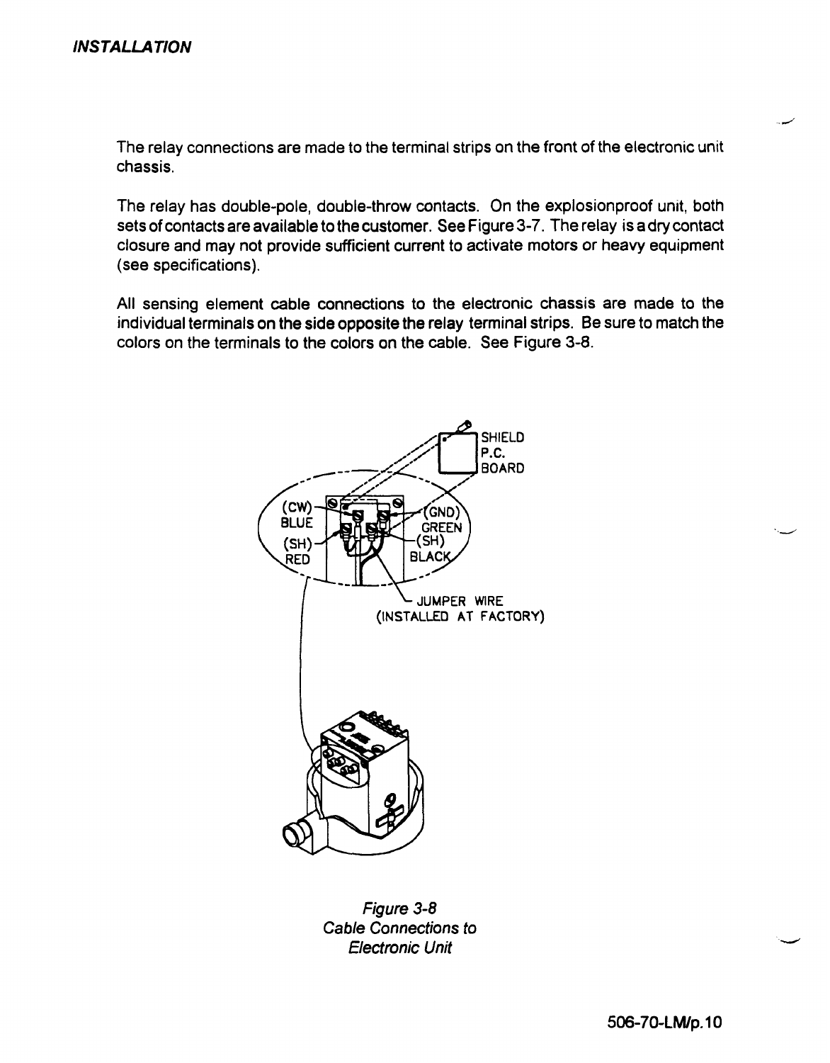The relay connections are made to the terminal strips on the front of the electronic unit chassis.

The relay has double-pole, double-throw contacts. On the explosionproof unit, both sets of contacts are available to the customer. See Figure 3-7. The relay is a dry contact closure and may not provide sufficient current to activate motors or heavy equipment (see specifications).

All sensing element cable connections to the electronic chassis are made to the individual terminals on the side opposite the relay terminal strips. Be sure to match the colors on the terminals to the colors on the cable. See Figure 3-8.

*Figure 3-8*
*Cable Connections to Electronic Unit*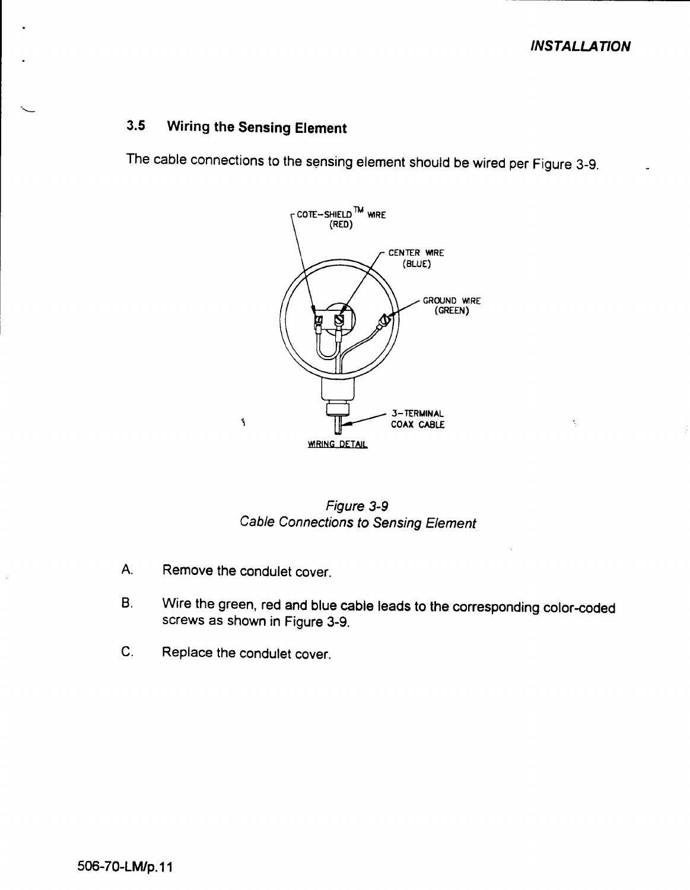## 3.5 Wiring the Sensing Element

The cable connections to the sensing element should be wired per Figure 3-9.

COTE-SHIELD™ WIRE (RED)

CENTER WIRE (BLUE)

GROUND WIRE (GREEN)

3-TERMINAL COAX CABLE

WIRING DETAIL

*Figure 3-9*
*Cable Connections to Sensing Element*

A. Remove the condulet cover.

B. Wire the green, red and blue cable leads to the corresponding color-coded screws as shown in Figure 3-9.

C. Replace the condulet cover.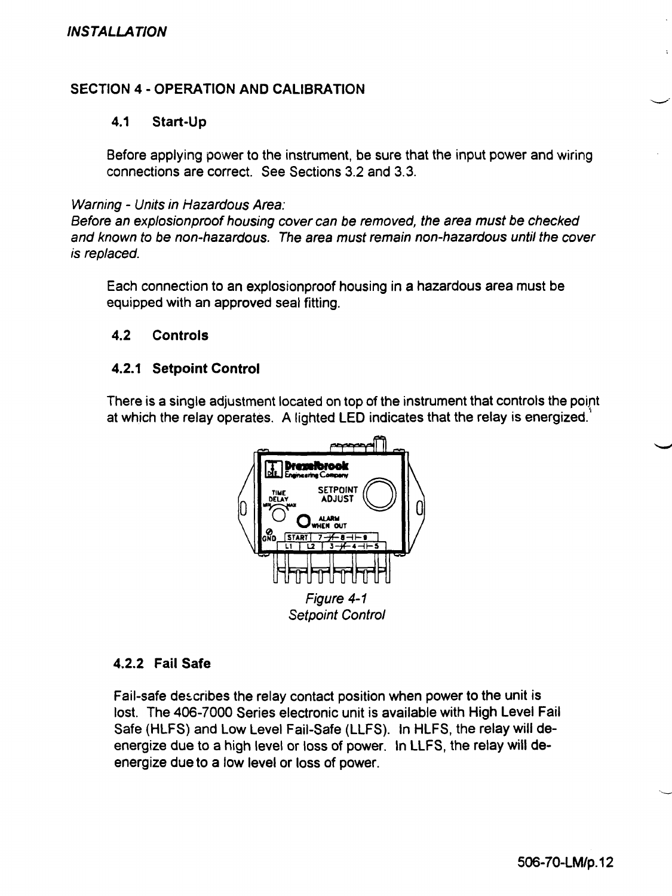## SECTION 4 - OPERATION AND CALIBRATION

### 4.1 Start-Up

Before applying power to the instrument, be sure that the input power and wiring connections are correct. See Sections 3.2 and 3.3.

*Warning - Units in Hazardous Area:*
*Before an explosionproof housing cover can be removed, the area must be checked and known to be non-hazardous. The area must remain non-hazardous until the cover is replaced.*

Each connection to an explosionproof housing in a hazardous area must be equipped with an approved seal fitting.

### 4.2 Controls

#### 4.2.1 Setpoint Control

There is a single adjustment located on top of the instrument that controls the point at which the relay operates. A lighted LED indicates that the relay is energized.

*Figure 4-1*
*Setpoint Control*

#### 4.2.2 Fail Safe

Fail-safe describes the relay contact position when power to the unit is lost. The 406-7000 Series electronic unit is available with High Level Fail Safe (HLFS) and Low Level Fail-Safe (LLFS). In HLFS, the relay will de-energize due to a high level or loss of power. In LLFS, the relay will de-energize due to a low level or loss of power.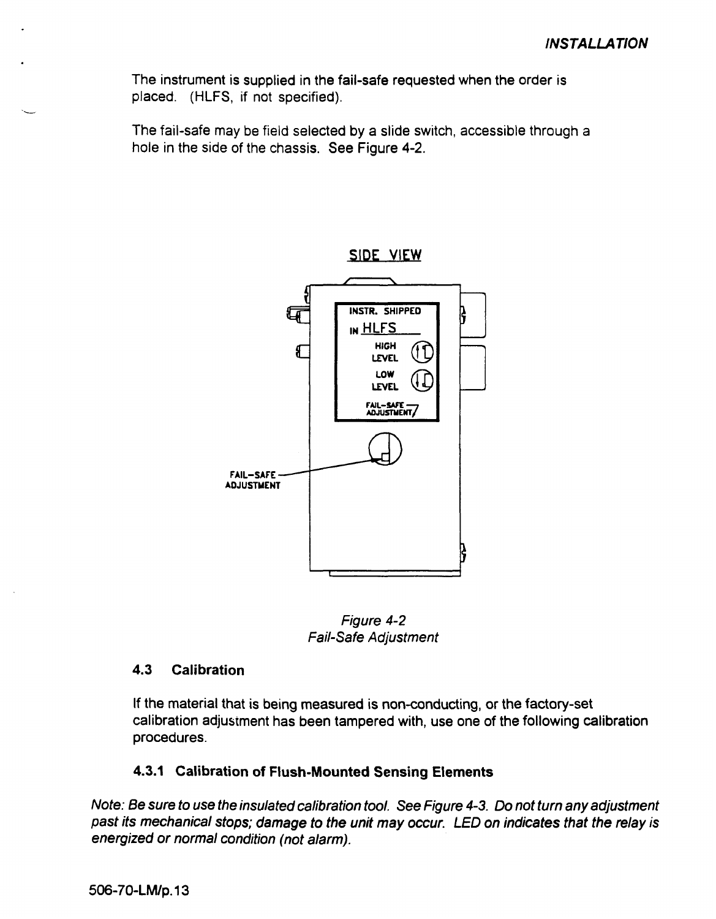The instrument is supplied in the fail-safe requested when the order is placed. (HLFS, if not specified).

The fail-safe may be field selected by a slide switch, accessible through a hole in the side of the chassis. See Figure 4-2.

SIDE VIEW

INSTR. SHIPPED IN HLFS

HIGH LEVEL

LOW LEVEL

FAIL-SAFE ADJUSTMENT

FAIL-SAFE ADJUSTMENT

*Figure 4-2*
*Fail-Safe Adjustment*

### 4.3 Calibration

If the material that is being measured is non-conducting, or the factory-set calibration adjustment has been tampered with, use one of the following calibration procedures.

#### 4.3.1 Calibration of Flush-Mounted Sensing Elements

*Note: Be sure to use the insulated calibration tool. See Figure 4-3. Do not turn any adjustment past its mechanical stops; damage to the unit may occur. LED on indicates that the relay is energized or normal condition (not alarm).*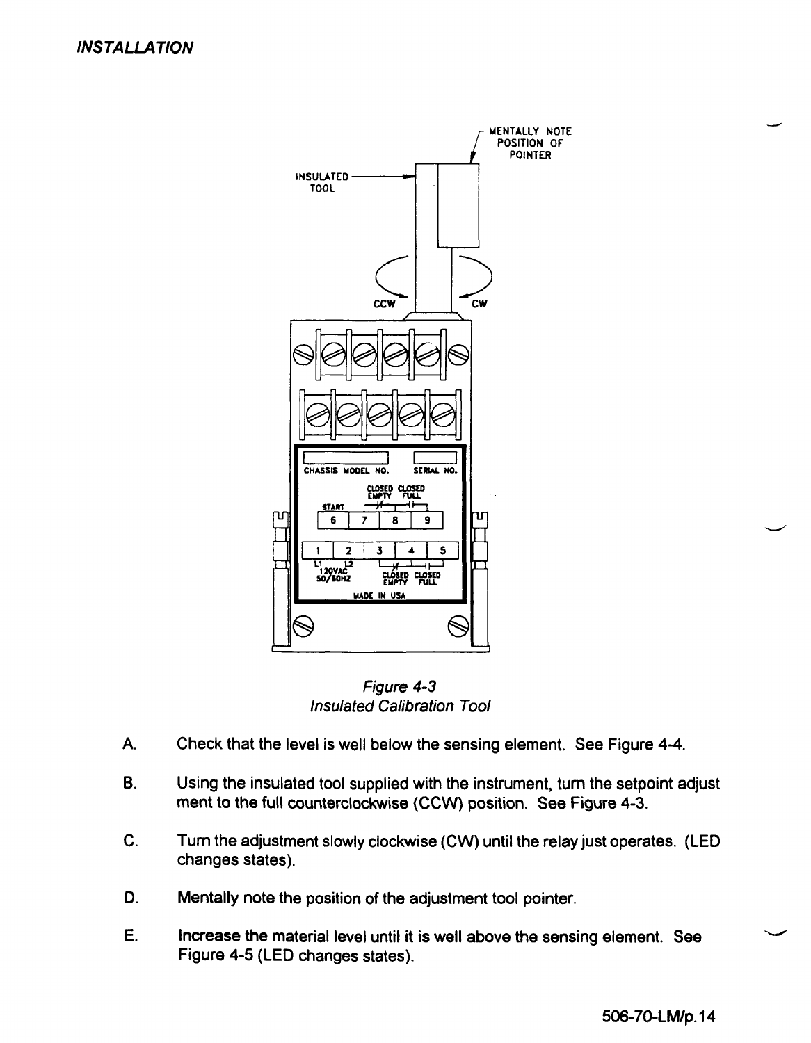Figure 4-3
*Insulated Calibration Tool*

A. Check that the level is well below the sensing element. See Figure 4-4.

B. Using the insulated tool supplied with the instrument, turn the setpoint adjust ment to the full counterclockwise (CCW) position. See Figure 4-3.

C. Turn the adjustment slowly clockwise (CW) until the relay just operates. (LED changes states).

D. Mentally note the position of the adjustment tool pointer.

E. Increase the material level until it is well above the sensing element. See Figure 4-5 (LED changes states).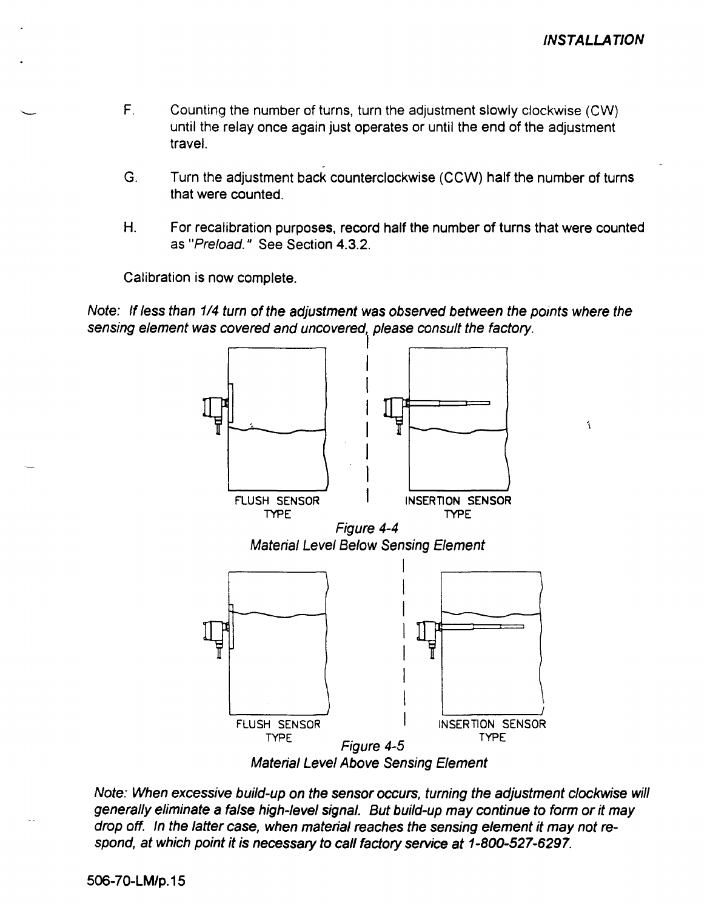F. Counting the number of turns, turn the adjustment slowly clockwise (CW) until the relay once again just operates or until the end of the adjustment travel.

G. Turn the adjustment back counterclockwise (CCW) half the number of turns that were counted.

H. For recalibration purposes, record half the number of turns that were counted as *"Preload."* See Section 4.3.2.

Calibration is now complete.

*Note: If less than 1/4 turn of the adjustment was observed between the points where the sensing element was covered and uncovered, please consult the factory.*

FLUSH SENSOR TYPE

INSERTION SENSOR TYPE

*Figure 4-4*
*Material Level Below Sensing Element*

FLUSH SENSOR TYPE

INSERTION SENSOR TYPE

*Figure 4-5*
*Material Level Above Sensing Element*

*Note: When excessive build-up on the sensor occurs, turning the adjustment clockwise will generally eliminate a false high-level signal. But build-up may continue to form or it may drop off. In the latter case, when material reaches the sensing element it may not respond, at which point it is necessary to call factory service at 1-800-527-6297.*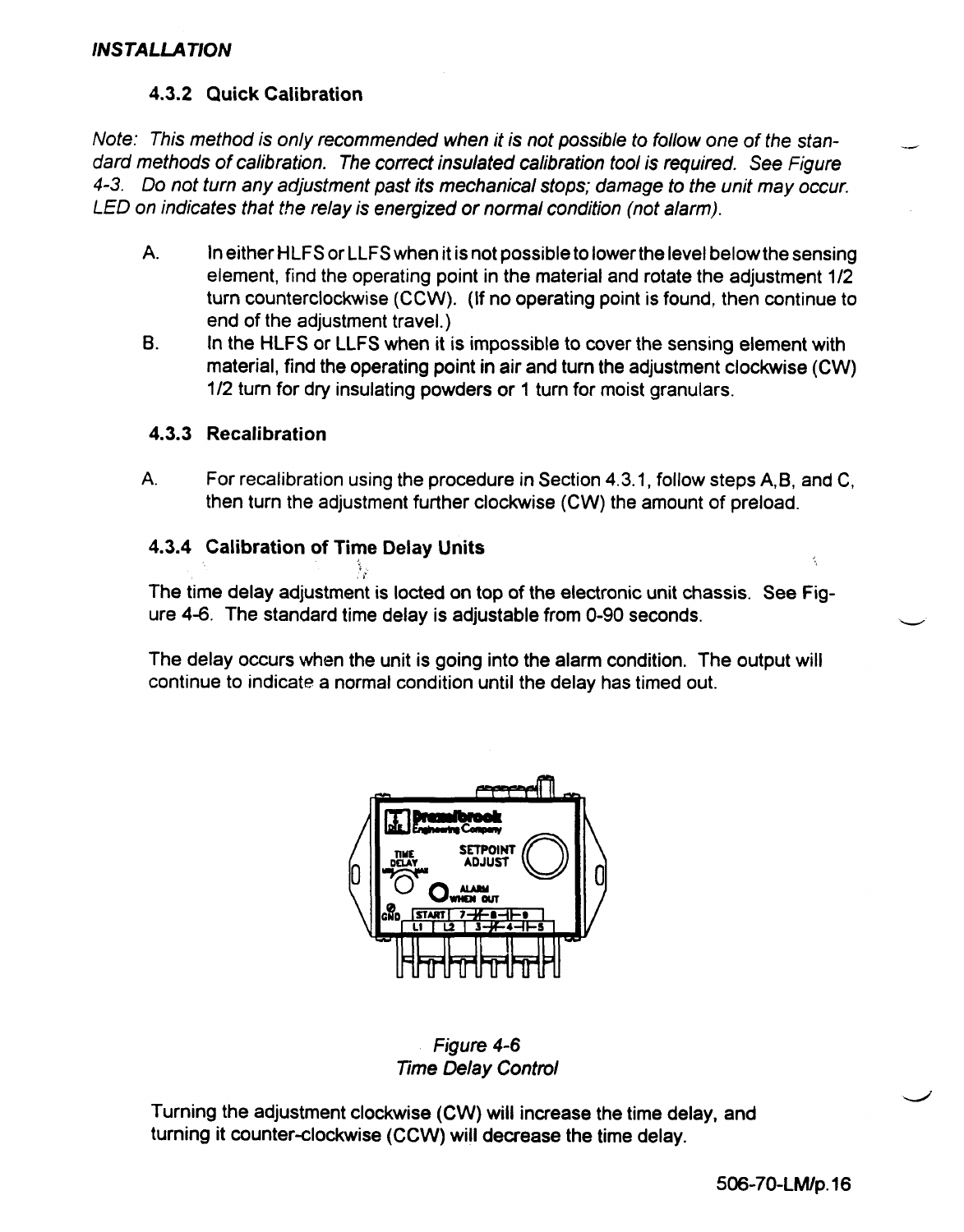### 4.3.2 Quick Calibration

*Note: This method is only recommended when it is not possible to follow one of the standard methods of calibration. The correct insulated calibration tool is required. See Figure 4-3. Do not turn any adjustment past its mechanical stops; damage to the unit may occur. LED on indicates that the relay is energized or normal condition (not alarm).*

A. In either HLFS or LLFS when it is not possible to lower the level below the sensing element, find the operating point in the material and rotate the adjustment 1/2 turn counterclockwise (CCW). (If no operating point is found, then continue to end of the adjustment travel.)

B. In the HLFS or LLFS when it is impossible to cover the sensing element with material, find the operating point in air and turn the adjustment clockwise (CW) 1/2 turn for dry insulating powders or 1 turn for moist granulars.

### 4.3.3 Recalibration

A. For recalibration using the procedure in Section 4.3.1, follow steps A,B, and C, then turn the adjustment further clockwise (CW) the amount of preload.

### 4.3.4 Calibration of Time Delay Units

The time delay adjustment is locted on top of the electronic unit chassis. See Figure 4-6. The standard time delay is adjustable from 0-90 seconds.

The delay occurs when the unit is going into the alarm condition. The output will continue to indicate a normal condition until the delay has timed out.

*Figure 4-6*
*Time Delay Control*

Turning the adjustment clockwise (CW) will increase the time delay, and turning it counter-clockwise (CCW) will decrease the time delay.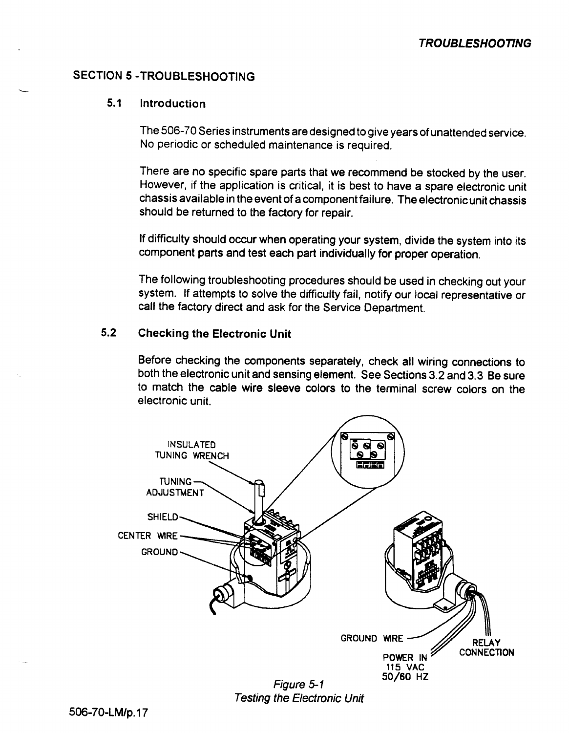## SECTION 5 - TROUBLESHOOTING

### 5.1 Introduction

The 506-70 Series instruments are designed to give years of unattended service. No periodic or scheduled maintenance is required.

There are no specific spare parts that we recommend be stocked by the user. However, if the application is critical, it is best to have a spare electronic unit chassis available in the event of a component failure. The electronic unit chassis should be returned to the factory for repair.

If difficulty should occur when operating your system, divide the system into its component parts and test each part individually for proper operation.

The following troubleshooting procedures should be used in checking out your system. If attempts to solve the difficulty fail, notify our local representative or call the factory direct and ask for the Service Department.

### 5.2 Checking the Electronic Unit

Before checking the components separately, check all wiring connections to both the electronic unit and sensing element. See Sections 3.2 and 3.3 Be sure to match the cable wire sleeve colors to the terminal screw colors on the electronic unit.

*Figure 5-1*
*Testing the Electronic Unit*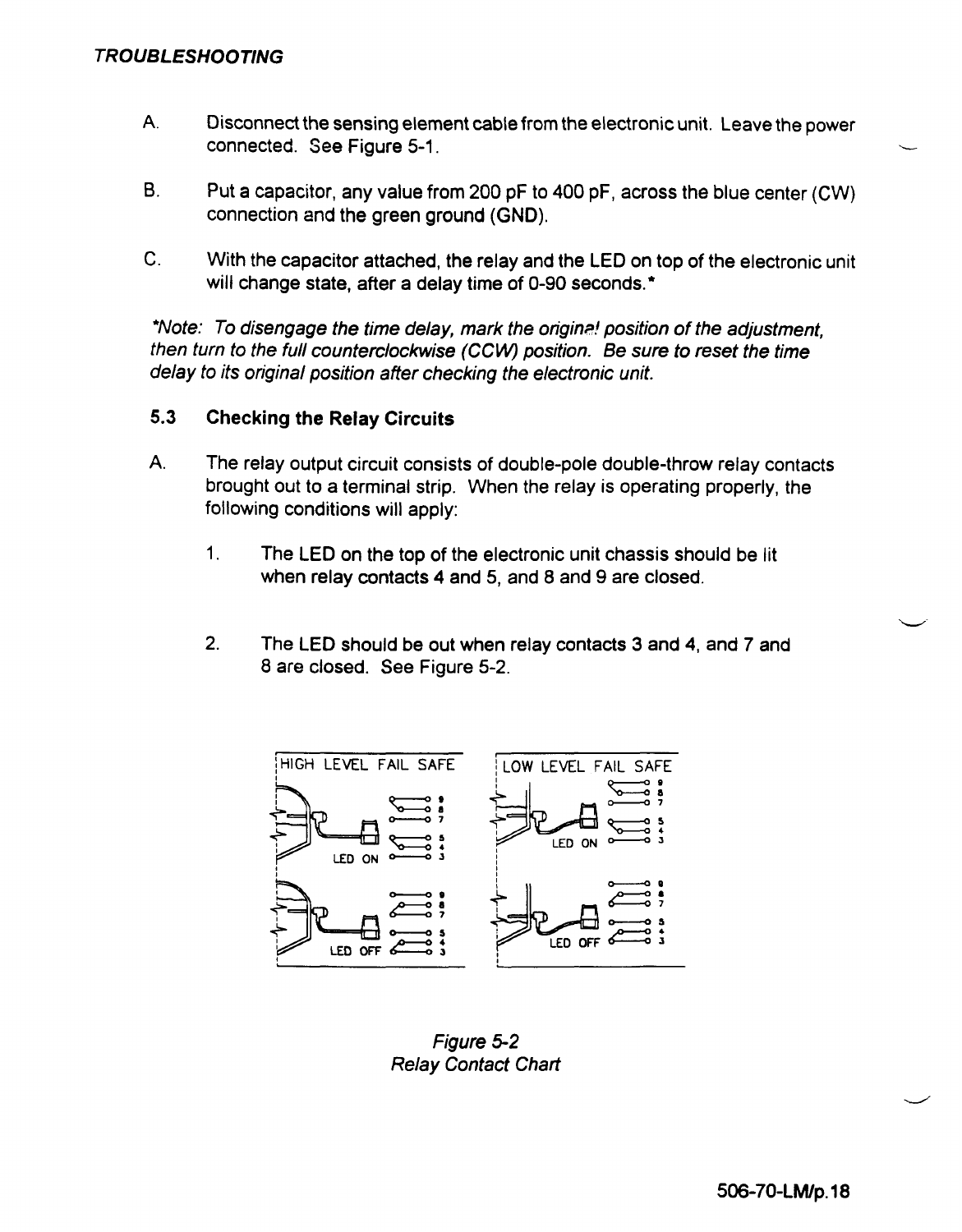A. Disconnect the sensing element cable from the electronic unit. Leave the power connected. See Figure 5-1.

B. Put a capacitor, any value from 200 pF to 400 pF, across the blue center (CW) connection and the green ground (GND).

C. With the capacitor attached, the relay and the LED on top of the electronic unit will change state, after a delay time of 0-90 seconds.*

*\*Note: To disengage the time delay, mark the original position of the adjustment, then turn to the full counterclockwise (CCW) position. Be sure to reset the time delay to its original position after checking the electronic unit.*

### 5.3 Checking the Relay Circuits

A. The relay output circuit consists of double-pole double-throw relay contacts brought out to a terminal strip. When the relay is operating properly, the following conditions will apply:

1. The LED on the top of the electronic unit chassis should be lit when relay contacts 4 and 5, and 8 and 9 are closed.

2. The LED should be out when relay contacts 3 and 4, and 7 and 8 are closed. See Figure 5-2.

*Figure 5-2*
*Relay Contact Chart*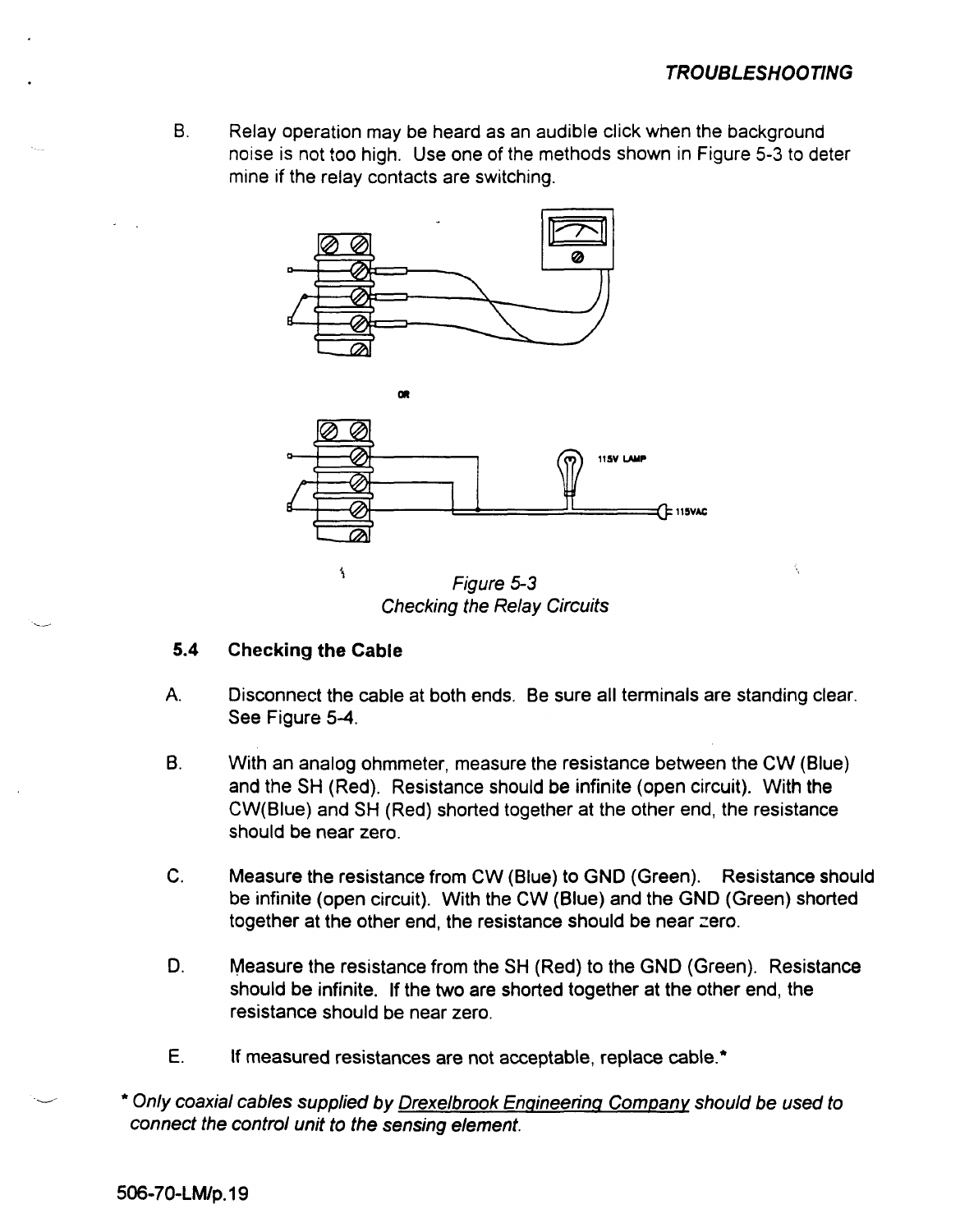B. Relay operation may be heard as an audible click when the background noise is not too high. Use one of the methods shown in Figure 5-3 to determine if the relay contacts are switching.

OR

115V LAMP

115VAC

*Figure 5-3*
*Checking the Relay Circuits*

### 5.4 Checking the Cable

A. Disconnect the cable at both ends. Be sure all terminals are standing clear. See Figure 5-4.

B. With an analog ohmmeter, measure the resistance between the CW (Blue) and the SH (Red). Resistance should be infinite (open circuit). With the CW(Blue) and SH (Red) shorted together at the other end, the resistance should be near zero.

C. Measure the resistance from CW (Blue) to GND (Green). Resistance should be infinite (open circuit). With the CW (Blue) and the GND (Green) shorted together at the other end, the resistance should be near zero.

D. Measure the resistance from the SH (Red) to the GND (Green). Resistance should be infinite. If the two are shorted together at the other end, the resistance should be near zero.

E. If measured resistances are not acceptable, replace cable.*

* *Only coaxial cables supplied by Drexelbrook Engineering Company should be used to connect the control unit to the sensing element.*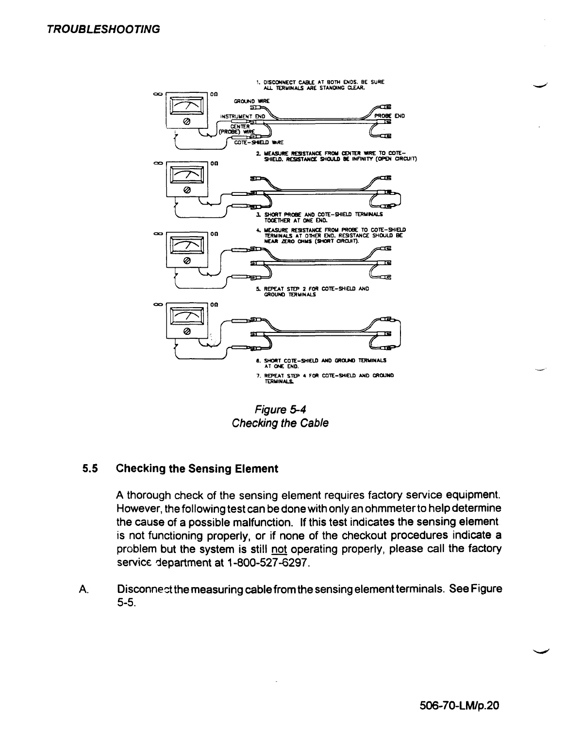1. DISCONNECT CABLE AT BOTH ENDS. BE SURE ALL TERMINALS ARE STANDING CLEAR.

GROUND WIRE

INSTRUMENT END

PROBE END

CENTER (PROBE) WIRE

COTE-SHIELD WIRE

2. MEASURE RESISTANCE FROM CENTER WIRE TO COTE-SHIELD. RESISTANCE SHOULD BE INFINITY (OPEN CIRCUIT)

3. SHORT PROBE AND COTE-SHIELD TERMINALS TOGETHER AT ONE END.

4. MEASURE RESISTANCE FROM PROBE TO COTE-SHIELD TERMINALS AT OTHER END. RESISTANCE SHOULD BE NEAR ZERO OHMS (SHORT CIRCUIT).

5. REPEAT STEP 2 FOR COTE-SHIELD AND GROUND TERMINALS

6. SHORT COTE-SHIELD AND GROUND TERMINALS AT ONE END.

7. REPEAT STEP 4 FOR COTE-SHIELD AND GROUND TERMINALS.

*Figure 5-4*
*Checking the Cable*

## 5.5 Checking the Sensing Element

A thorough check of the sensing element requires factory service equipment. However, the following test can be done with only an ohmmeter to help determine the cause of a possible malfunction. If this test indicates the sensing element is not functioning properly, or if none of the checkout procedures indicate a problem but the system is still not operating properly, please call the factory service department at 1-800-527-6297.

A. Disconnect the measuring cable from the sensing element terminals. See Figure 5-5.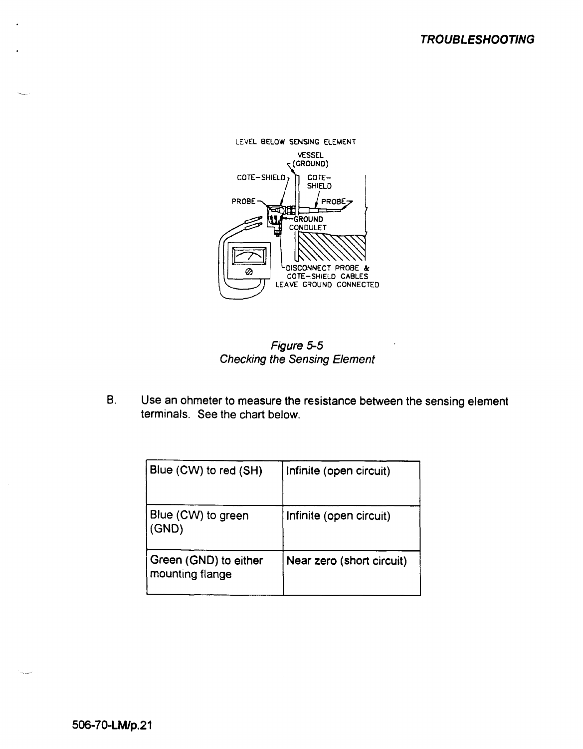Figure 5-5
*Checking the Sensing Element*

B. Use an ohmeter to measure the resistance between the sensing element terminals. See the chart below.

| | |
|---|---|
| Blue (CW) to red (SH) | Infinite (open circuit) |
| Blue (CW) to green (GND) | Infinite (open circuit) |
| Green (GND) to either mounting flange | Near zero (short circuit) |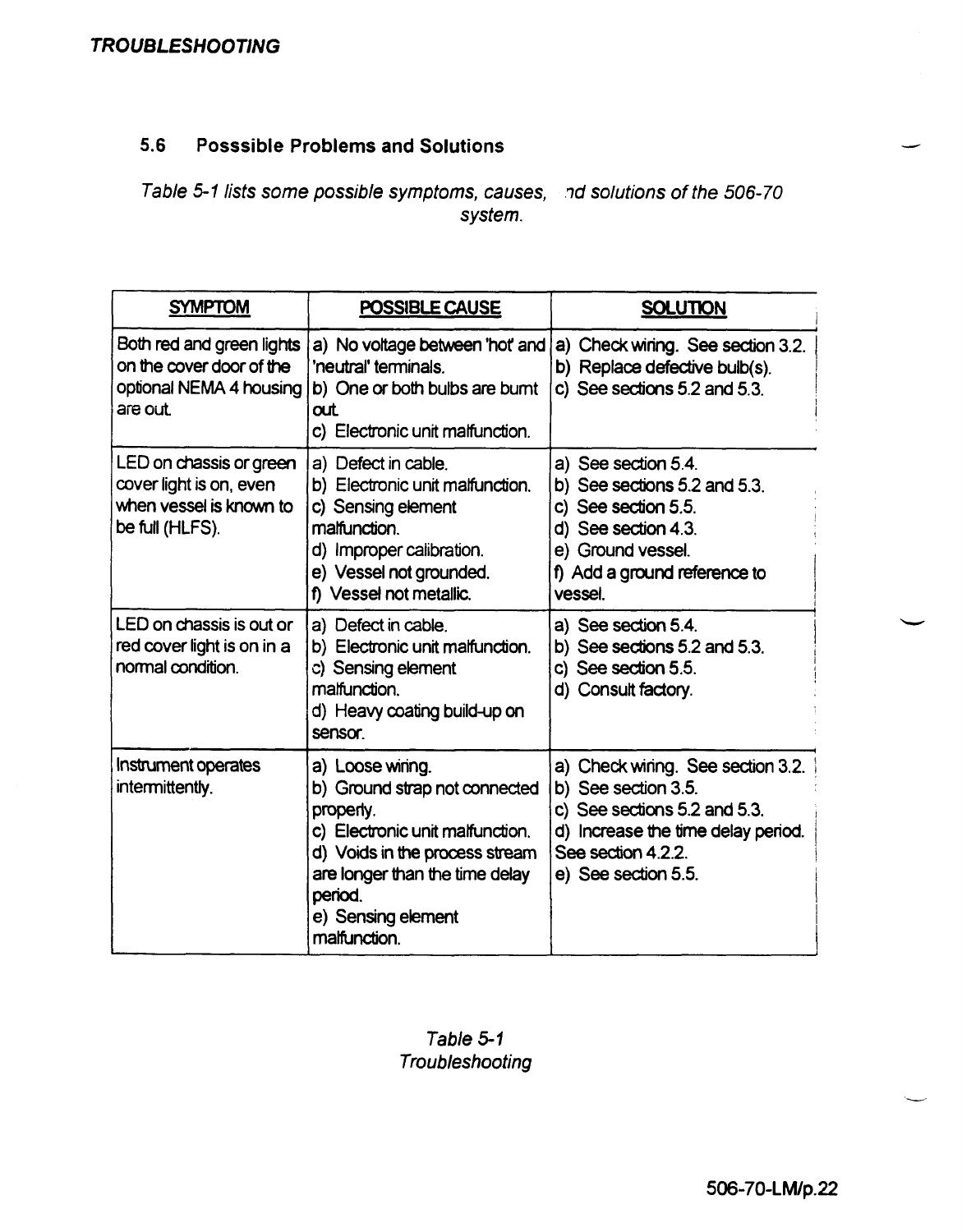## 5.6 Posssible Problems and Solutions

*Table 5-1 lists some possible symptoms, causes, nd solutions of the 506-70 system.*

| SYMPTOM | POSSIBLE CAUSE | SOLUTION |
|---|---|---|
| Both red and green lights on the cover door of the optional NEMA 4 housing are out. | a) No voltage between 'hot' and 'neutral' terminals.<br>b) One or both bulbs are burnt out.<br>c) Electronic unit malfunction. | a) Check wiring. See section 3.2.<br>b) Replace defective bulb(s).<br>c) See sections 5.2 and 5.3. |
| LED on chassis or green cover light is on, even when vessel is known to be full (HLFS). | a) Defect in cable.<br>b) Electronic unit malfunction.<br>c) Sensing element malfunction.<br>d) Improper calibration.<br>e) Vessel not grounded.<br>f) Vessel not metallic. | a) See section 5.4.<br>b) See sections 5.2 and 5.3.<br>c) See section 5.5.<br>d) See section 4.3.<br>e) Ground vessel.<br>f) Add a ground reference to vessel. |
| LED on chassis is out or red cover light is on in a normal condition. | a) Defect in cable.<br>b) Electronic unit malfunction.<br>c) Sensing element malfunction.<br>d) Heavy coating build-up on sensor. | a) See section 5.4.<br>b) See sections 5.2 and 5.3.<br>c) See section 5.5.<br>d) Consult factory. |
| Instrument operates intermittently. | a) Loose wiring.<br>b) Ground strap not connected properly.<br>c) Electronic unit malfunction.<br>d) Voids in the process stream are longer than the time delay period.<br>e) Sensing element malfunction. | a) Check wiring. See section 3.2.<br>b) See section 3.5.<br>c) See sections 5.2 and 5.3.<br>d) Increase the time delay period. See section 4.2.2.<br>e) See section 5.5. |

*Table 5-1*
*Troubleshooting*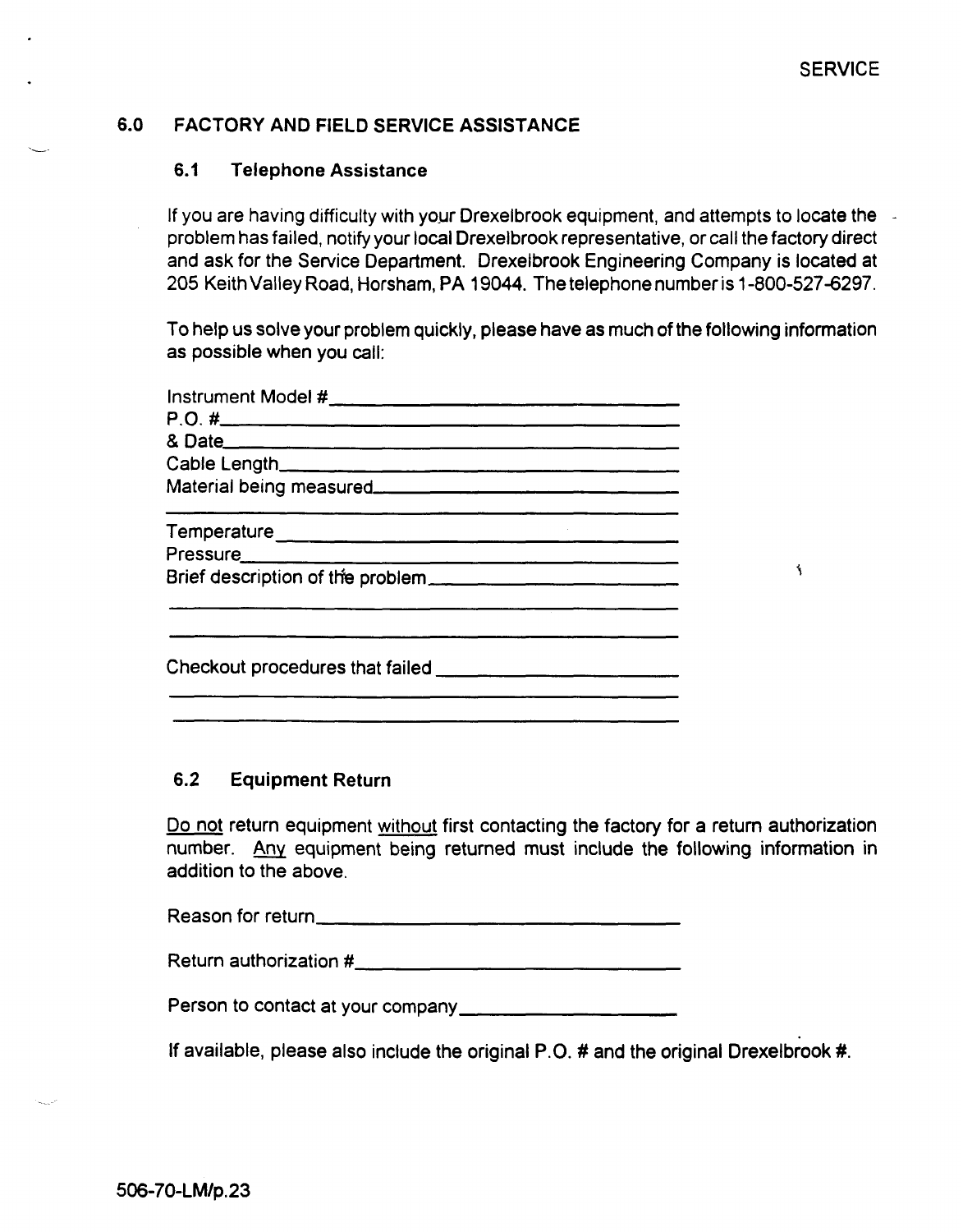## 6.0 FACTORY AND FIELD SERVICE ASSISTANCE

### 6.1 Telephone Assistance

If you are having difficulty with your Drexelbrook equipment, and attempts to locate the problem has failed, notify your local Drexelbrook representative, or call the factory direct and ask for the Service Department. Drexelbrook Engineering Company is located at 205 Keith Valley Road, Horsham, PA 19044. The telephone number is 1-800-527-6297.

To help us solve your problem quickly, please have as much of the following information as possible when you call:

Instrument Model # ______________________________

P.O. # ______________________________

& Date ______________________________

Cable Length ______________________________

Material being measured ______________________________

______________________________

Temperature ______________________________

Pressure ______________________________

Brief description of the problem ______________________________

______________________________

______________________________

Checkout procedures that failed ______________________________

______________________________

______________________________

### 6.2 Equipment Return

<u>Do not</u> return equipment <u>without</u> first contacting the factory for a return authorization number. <u>Any</u> equipment being returned must include the following information in addition to the above.

Reason for return ______________________________

Return authorization # ______________________________

Person to contact at your company ______________________________

If available, please also include the original P.O. # and the original Drexelbrook #.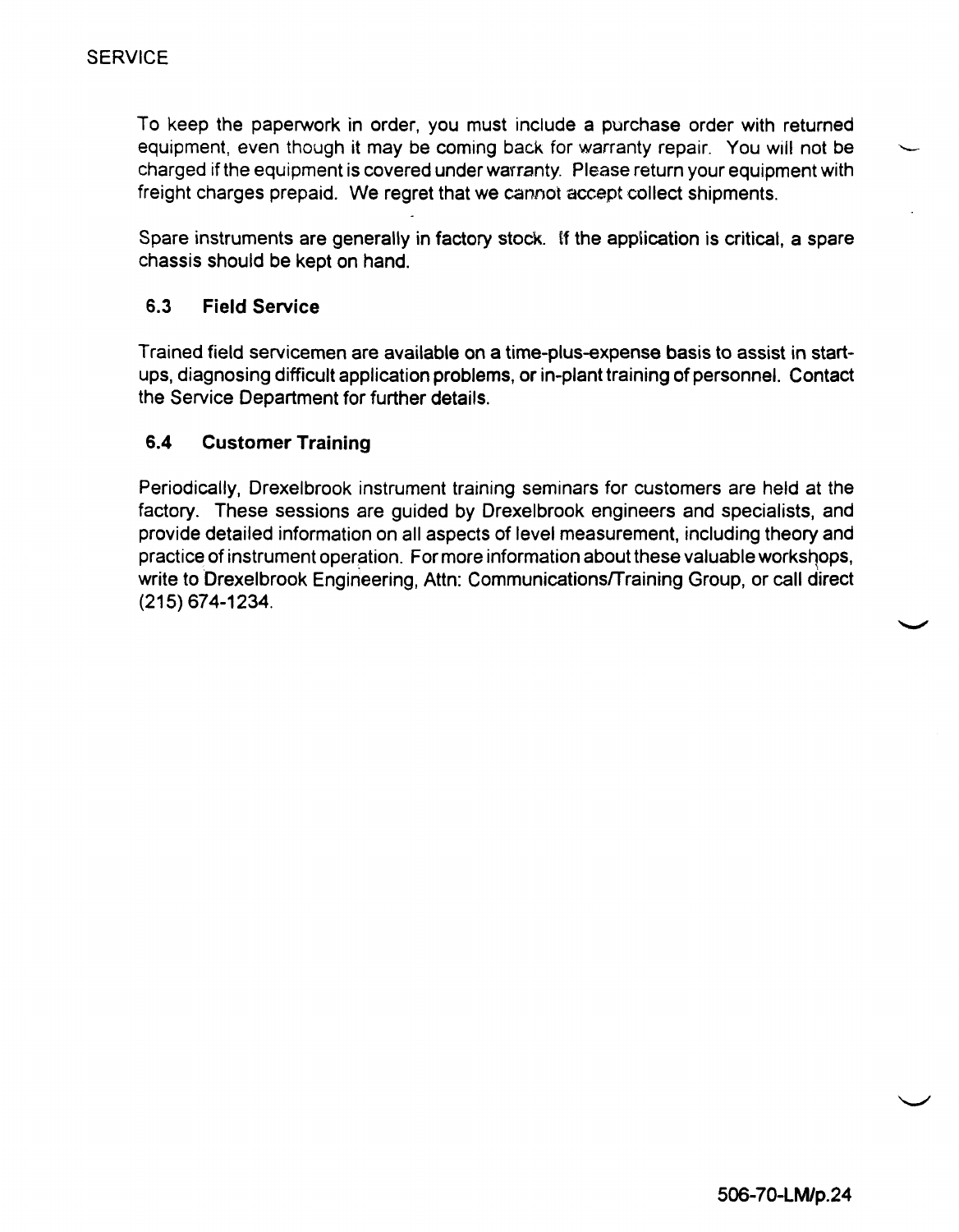To keep the paperwork in order, you must include a purchase order with returned equipment, even though it may be coming back for warranty repair. You will not be charged if the equipment is covered under warranty. Please return your equipment with freight charges prepaid. We regret that we cannot accept collect shipments.

Spare instruments are generally in factory stock. If the application is critical, a spare chassis should be kept on hand.

### 6.3 Field Service

Trained field servicemen are available on a time-plus-expense basis to assist in start-ups, diagnosing difficult application problems, or in-plant training of personnel. Contact the Service Department for further details.

### 6.4 Customer Training

Periodically, Drexelbrook instrument training seminars for customers are held at the factory. These sessions are guided by Drexelbrook engineers and specialists, and provide detailed information on all aspects of level measurement, including theory and practice of instrument operation. For more information about these valuable workshops, write to Drexelbrook Engineering, Attn: Communications/Training Group, or call direct (215) 674-1234.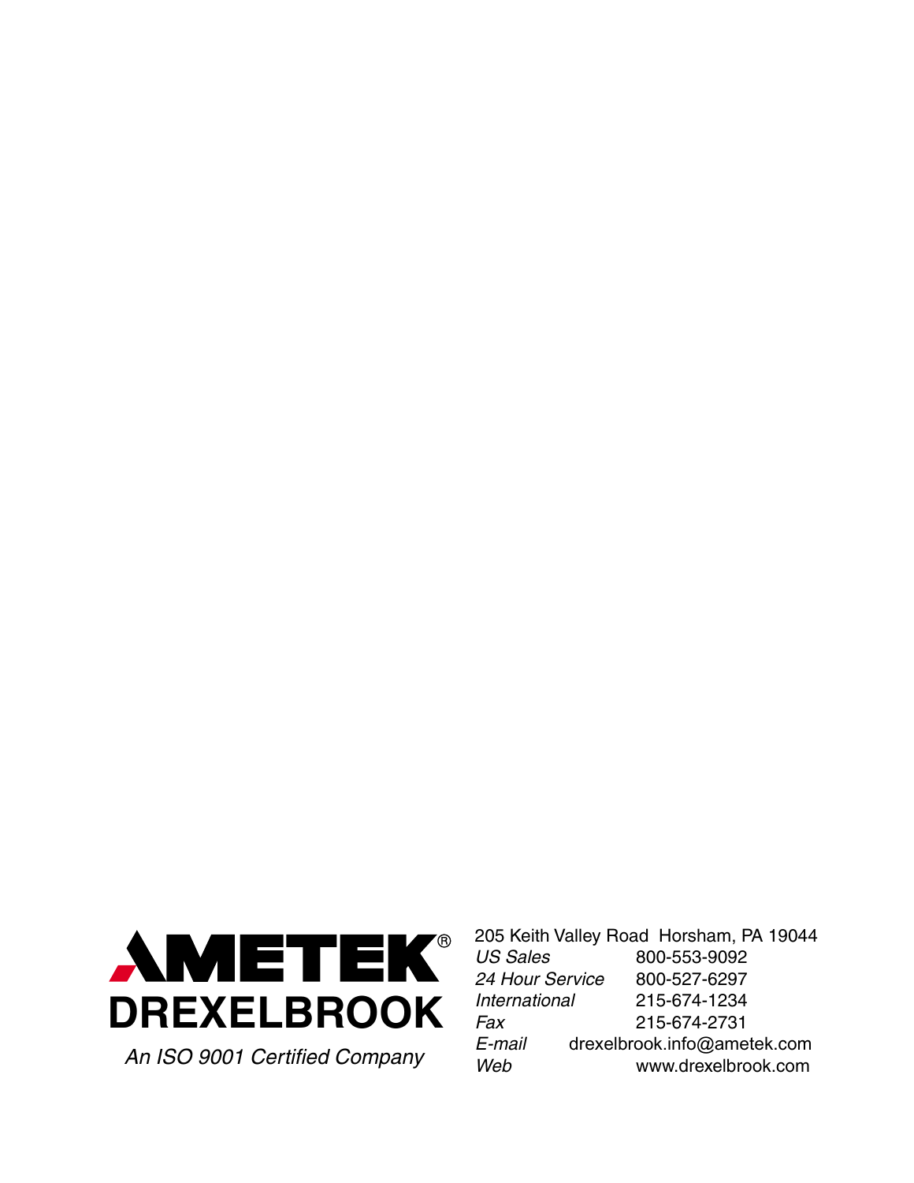AMETEK®

DREXELBROOK

*An ISO 9001 Certified Company*

205 Keith Valley Road Horsham, PA 19044

| | |
|---|---|
| *US Sales* | 800-553-9092 |
| *24 Hour Service* | 800-527-6297 |
| *International* | 215-674-1234 |
| *Fax* | 215-674-2731 |
| *E-mail* | drexelbrook.info@ametek.com |
| *Web* | www.drexelbrook.com |